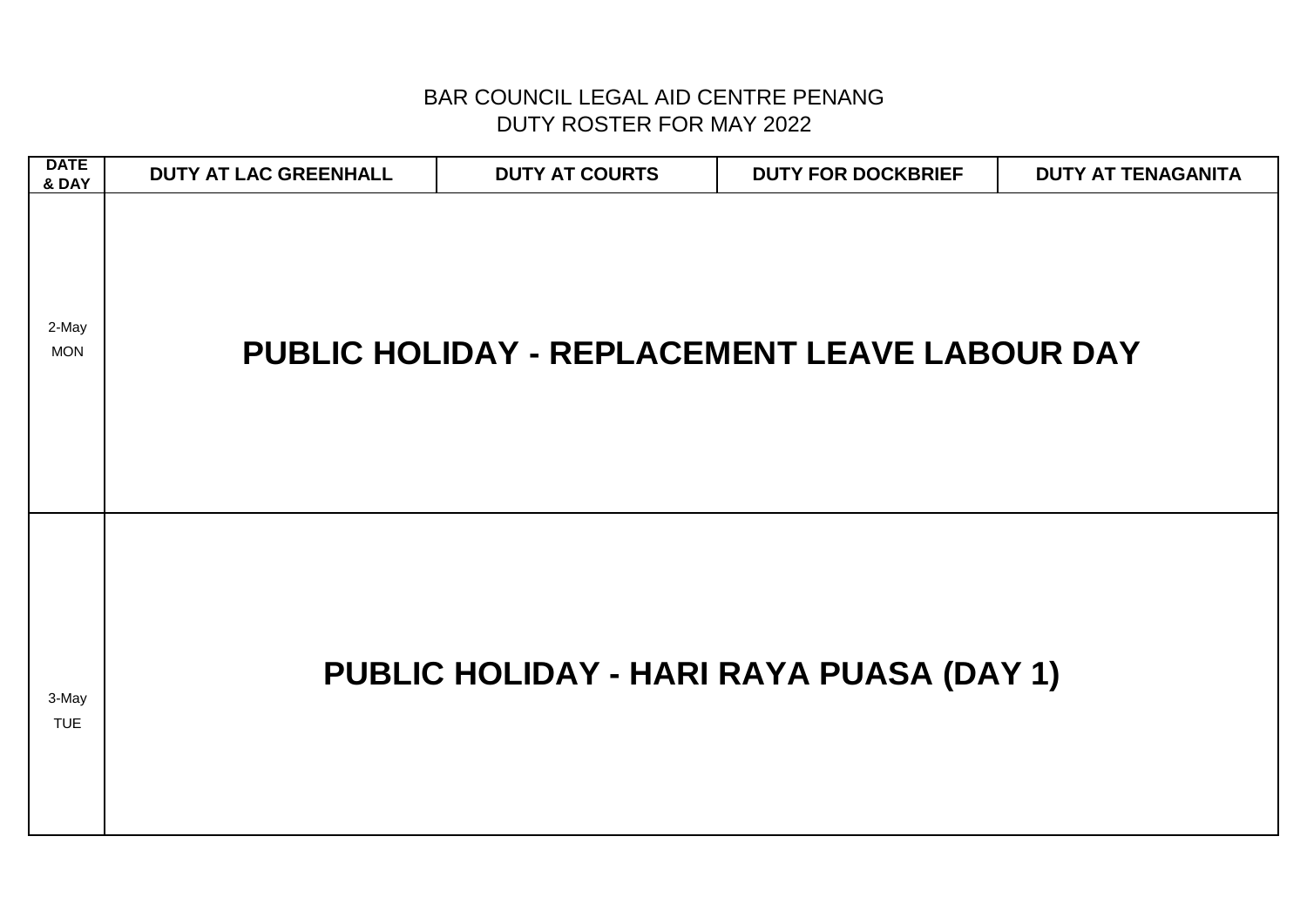# BAR COUNCIL LEGAL AID CENTRE PENANG
## DUTY ROSTER FOR MAY 2022

| DATE & DAY | DUTY AT LAC GREENHALL | DUTY AT COURTS | DUTY FOR DOCKBRIEF | DUTY AT TENAGANITA |
|---|---|---|---|---|
| 2-May MON | **PUBLIC HOLIDAY - REPLACEMENT LEAVE LABOUR DAY** | | | |
| 3-May TUE | **PUBLIC HOLIDAY - HARI RAYA PUASA (DAY 1)** | | | |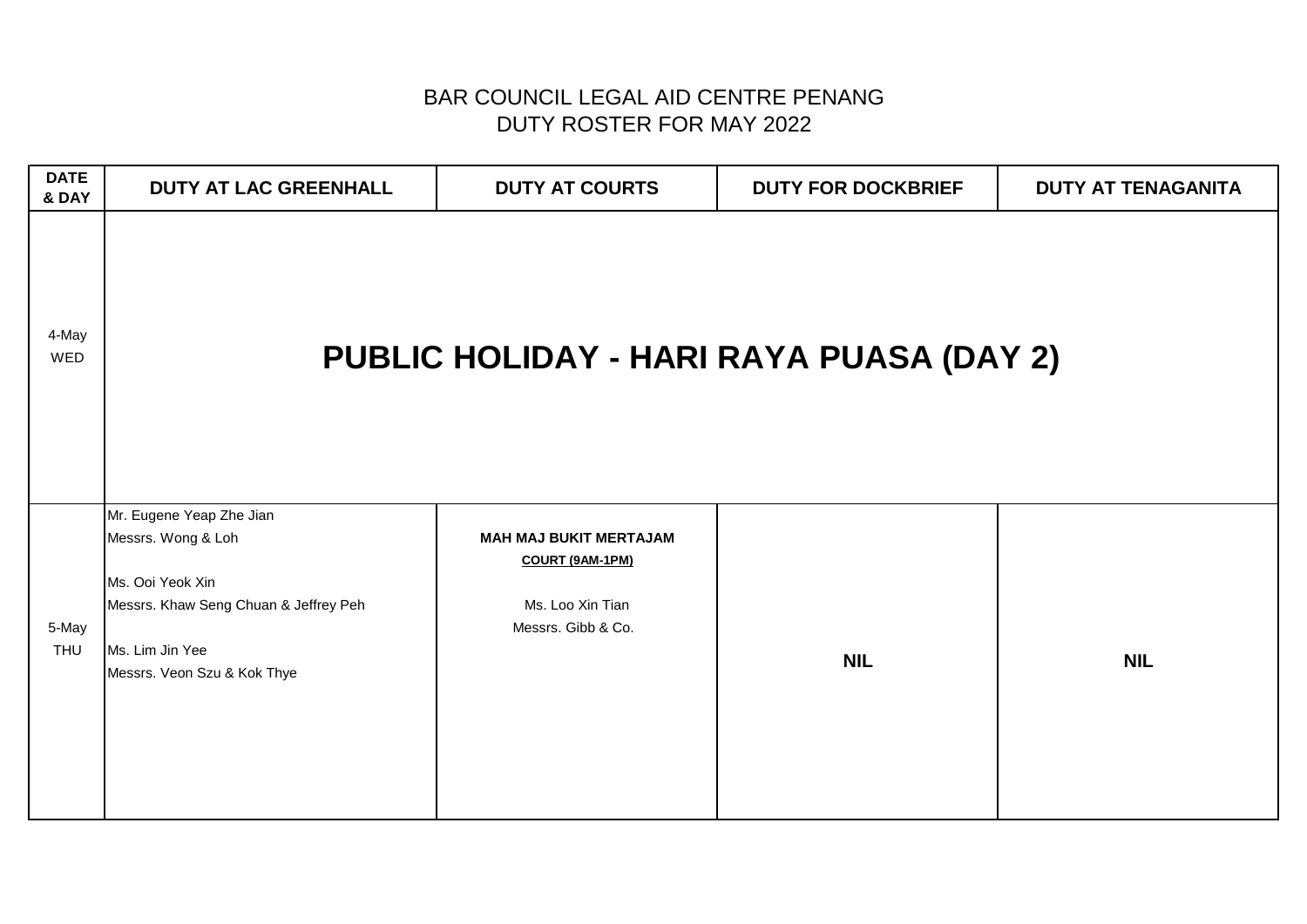# BAR COUNCIL LEGAL AID CENTRE PENANG
## DUTY ROSTER FOR MAY 2022

| DATE & DAY | DUTY AT LAC GREENHALL | DUTY AT COURTS | DUTY FOR DOCKBRIEF | DUTY AT TENAGANITA |
|---|---|---|---|---|
| 4-May WED | **PUBLIC HOLIDAY - HARI RAYA PUASA (DAY 2)** | | | |
| 5-May THU | Mr. Eugene Yeap Zhe Jian<br>Messrs. Wong & Loh<br><br>Ms. Ooi Yeok Xin<br>Messrs. Khaw Seng Chuan & Jeffrey Peh<br><br>Ms. Lim Jin Yee<br>Messrs. Veon Szu & Kok Thye | **MAH MAJ BUKIT MERTAJAM**<br>**COURT (9AM-1PM)**<br><br>Ms. Loo Xin Tian<br>Messrs. Gibb & Co. | **NIL** | **NIL** |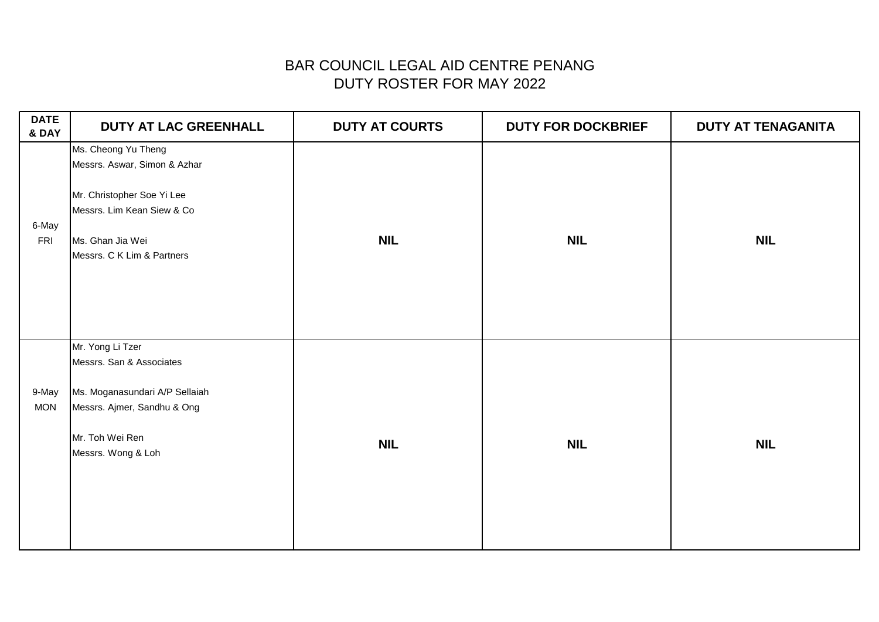# BAR COUNCIL LEGAL AID CENTRE PENANG
## DUTY ROSTER FOR MAY 2022

| DATE & DAY | DUTY AT LAC GREENHALL | DUTY AT COURTS | DUTY FOR DOCKBRIEF | DUTY AT TENAGANITA |
|---|---|---|---|---|
| 6-May FRI | Ms. Cheong Yu Theng<br>Messrs. Aswar, Simon & Azhar<br><br>Mr. Christopher Soe Yi Lee<br>Messrs. Lim Kean Siew & Co<br><br>Ms. Ghan Jia Wei<br>Messrs. C K Lim & Partners | **NIL** | **NIL** | **NIL** |
| 9-May MON | Mr. Yong Li Tzer<br>Messrs. San & Associates<br><br>Ms. Moganasundari A/P Sellaiah<br>Messrs. Ajmer, Sandhu & Ong<br><br>Mr. Toh Wei Ren<br>Messrs. Wong & Loh | **NIL** | **NIL** | **NIL** |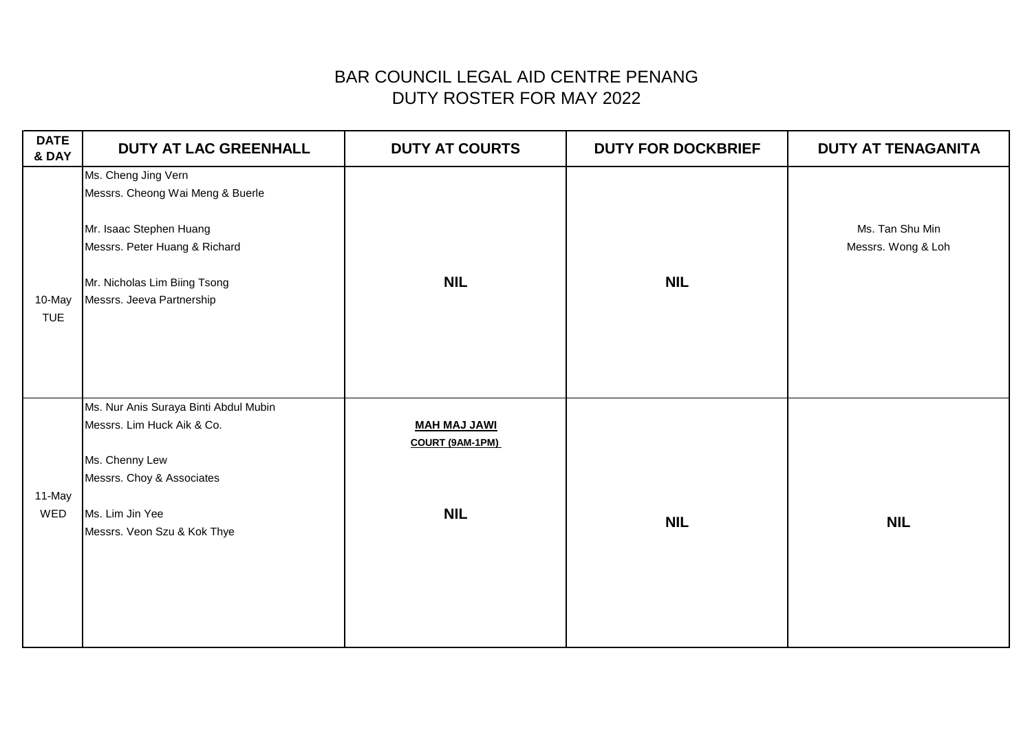# BAR COUNCIL LEGAL AID CENTRE PENANG
## DUTY ROSTER FOR MAY 2022

| DATE & DAY | DUTY AT LAC GREENHALL | DUTY AT COURTS | DUTY FOR DOCKBRIEF | DUTY AT TENAGANITA |
|---|---|---|---|---|
| 10-May TUE | Ms. Cheng Jing Vern<br>Messrs. Cheong Wai Meng & Buerle<br><br>Mr. Isaac Stephen Huang<br>Messrs. Peter Huang & Richard<br><br>Mr. Nicholas Lim Biing Tsong<br>Messrs. Jeeva Partnership | **NIL** | **NIL** | Ms. Tan Shu Min<br>Messrs. Wong & Loh |
| 11-May WED | Ms. Nur Anis Suraya Binti Abdul Mubin<br>Messrs. Lim Huck Aik & Co.<br><br>Ms. Chenny Lew<br>Messrs. Choy & Associates<br><br>Ms. Lim Jin Yee<br>Messrs. Veon Szu & Kok Thye | **MAH MAJ JAWI COURT (9AM-1PM)**<br><br>**NIL** | **NIL** | **NIL** |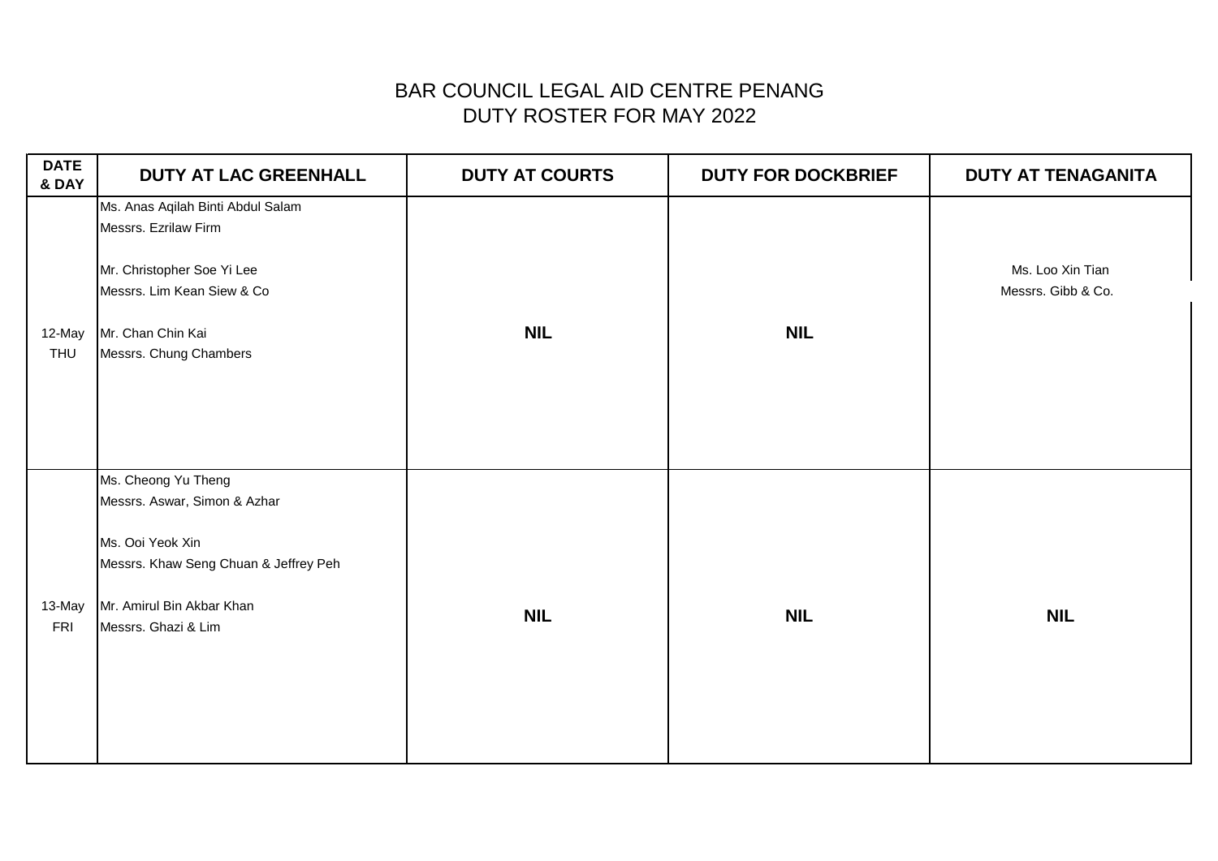# BAR COUNCIL LEGAL AID CENTRE PENANG
## DUTY ROSTER FOR MAY 2022

| DATE & DAY | DUTY AT LAC GREENHALL | DUTY AT COURTS | DUTY FOR DOCKBRIEF | DUTY AT TENAGANITA |
|---|---|---|---|---|
| 12-May THU | Ms. Anas Aqilah Binti Abdul Salam<br>Messrs. Ezrilaw Firm<br><br>Mr. Christopher Soe Yi Lee<br>Messrs. Lim Kean Siew & Co<br><br>Mr. Chan Chin Kai<br>Messrs. Chung Chambers | **NIL** | **NIL** | Ms. Loo Xin Tian<br>Messrs. Gibb & Co. |
| 13-May FRI | Ms. Cheong Yu Theng<br>Messrs. Aswar, Simon & Azhar<br><br>Ms. Ooi Yeok Xin<br>Messrs. Khaw Seng Chuan & Jeffrey Peh<br><br>Mr. Amirul Bin Akbar Khan<br>Messrs. Ghazi & Lim | **NIL** | **NIL** | **NIL** |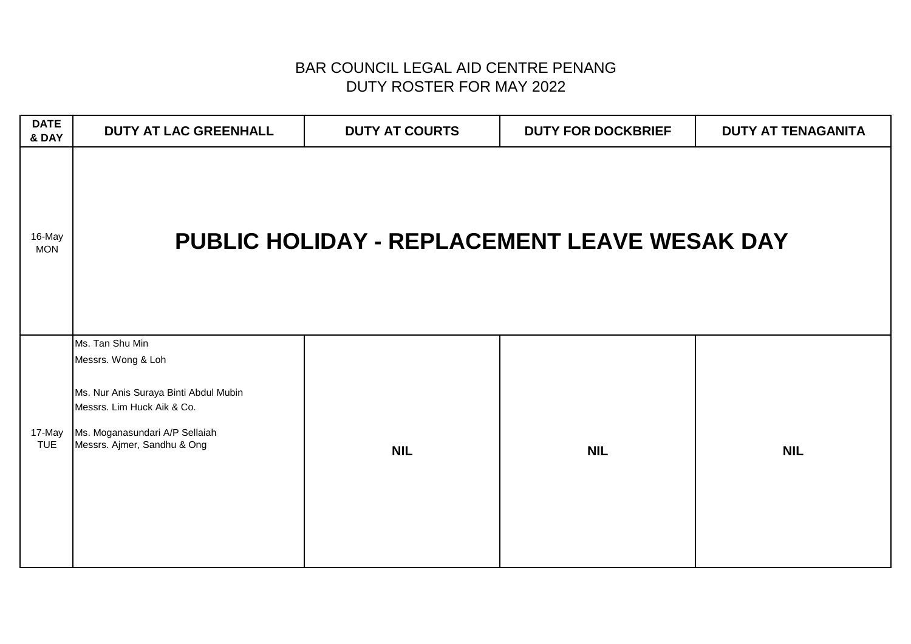BAR COUNCIL LEGAL AID CENTRE PENANG
DUTY ROSTER FOR MAY 2022

| DATE & DAY | DUTY AT LAC GREENHALL | DUTY AT COURTS | DUTY FOR DOCKBRIEF | DUTY AT TENAGANITA |
|---|---|---|---|---|
| 16-May MON | **PUBLIC HOLIDAY - REPLACEMENT LEAVE WESAK DAY** | | | |
| 17-May TUE | Ms. Tan Shu Min<br>Messrs. Wong & Loh<br><br>Ms. Nur Anis Suraya Binti Abdul Mubin<br>Messrs. Lim Huck Aik & Co.<br><br>Ms. Moganasundari A/P Sellaiah<br>Messrs. Ajmer, Sandhu & Ong | **NIL** | **NIL** | **NIL** |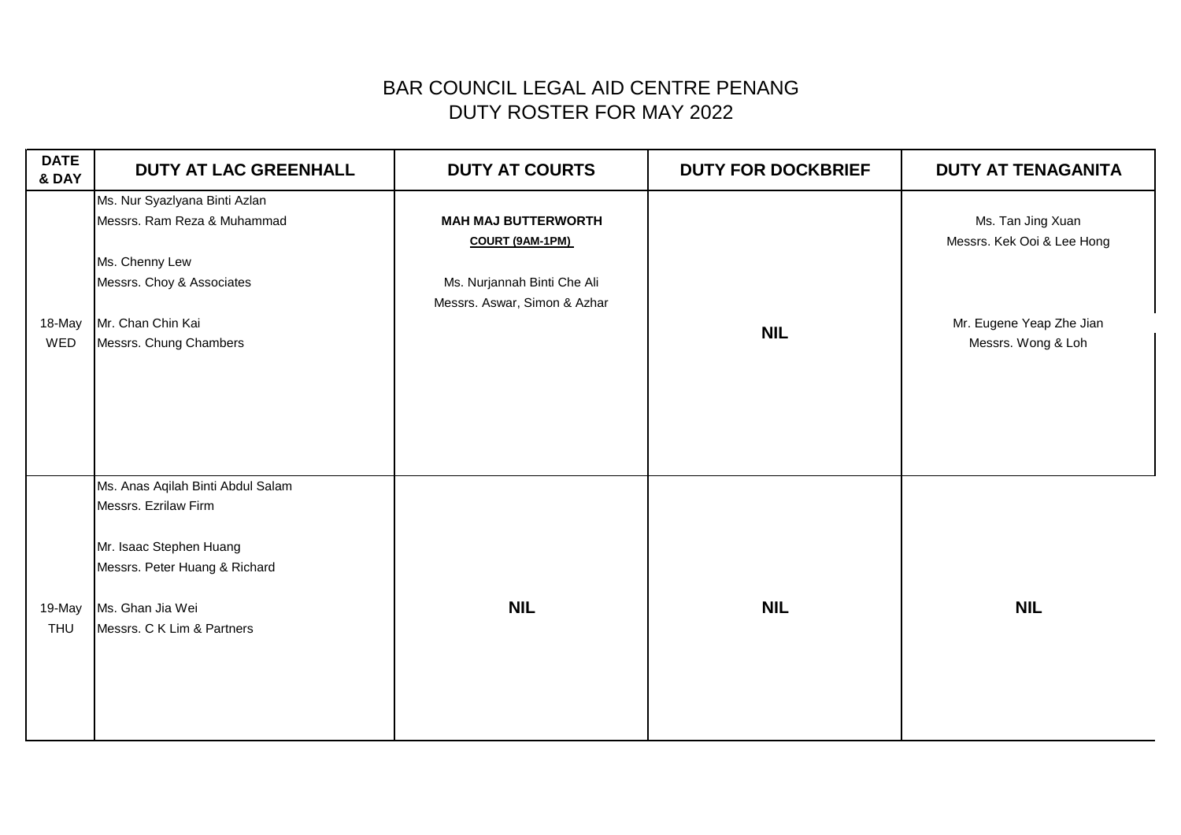# BAR COUNCIL LEGAL AID CENTRE PENANG
## DUTY ROSTER FOR MAY 2022

| DATE & DAY | DUTY AT LAC GREENHALL | DUTY AT COURTS | DUTY FOR DOCKBRIEF | DUTY AT TENAGANITA |
|---|---|---|---|---|
| 18-May WED | Ms. Nur Syazlyana Binti Azlan<br>Messrs. Ram Reza & Muhammad<br><br>Ms. Chenny Lew<br>Messrs. Choy & Associates<br><br>Mr. Chan Chin Kai<br>Messrs. Chung Chambers | **MAH MAJ BUTTERWORTH COURT (9AM-1PM)**<br><br>Ms. Nurjannah Binti Che Ali<br>Messrs. Aswar, Simon & Azhar | **NIL** | Ms. Tan Jing Xuan<br>Messrs. Kek Ooi & Lee Hong<br><br>Mr. Eugene Yeap Zhe Jian<br>Messrs. Wong & Loh |
| 19-May THU | Ms. Anas Aqilah Binti Abdul Salam<br>Messrs. Ezrilaw Firm<br><br>Mr. Isaac Stephen Huang<br>Messrs. Peter Huang & Richard<br><br>Ms. Ghan Jia Wei<br>Messrs. C K Lim & Partners | **NIL** | **NIL** | **NIL** |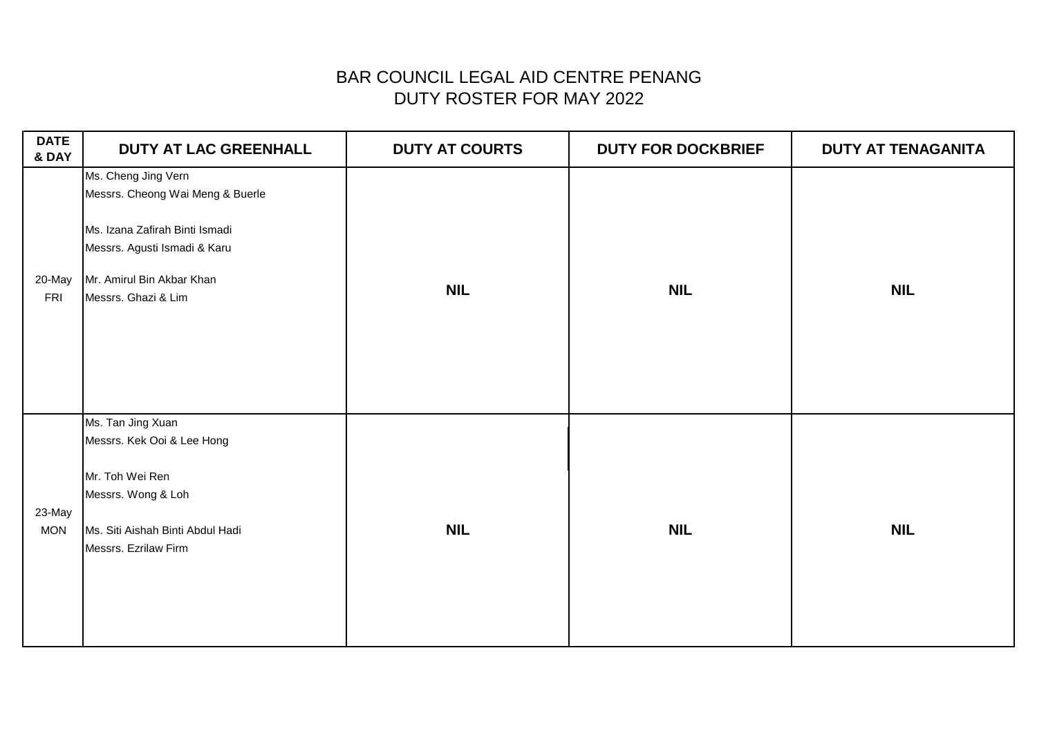# BAR COUNCIL LEGAL AID CENTRE PENANG
## DUTY ROSTER FOR MAY 2022

| DATE & DAY | DUTY AT LAC GREENHALL | DUTY AT COURTS | DUTY FOR DOCKBRIEF | DUTY AT TENAGANITA |
|---|---|---|---|---|
| 20-May FRI | Ms. Cheng Jing Vern<br>Messrs. Cheong Wai Meng & Buerle<br><br>Ms. Izana Zafirah Binti Ismadi<br>Messrs. Agusti Ismadi & Karu<br><br>Mr. Amirul Bin Akbar Khan<br>Messrs. Ghazi & Lim | **NIL** | **NIL** | **NIL** |
| 23-May MON | Ms. Tan Jing Xuan<br>Messrs. Kek Ooi & Lee Hong<br><br>Mr. Toh Wei Ren<br>Messrs. Wong & Loh<br><br>Ms. Siti Aishah Binti Abdul Hadi<br>Messrs. Ezrilaw Firm | **NIL** | **NIL** | **NIL** |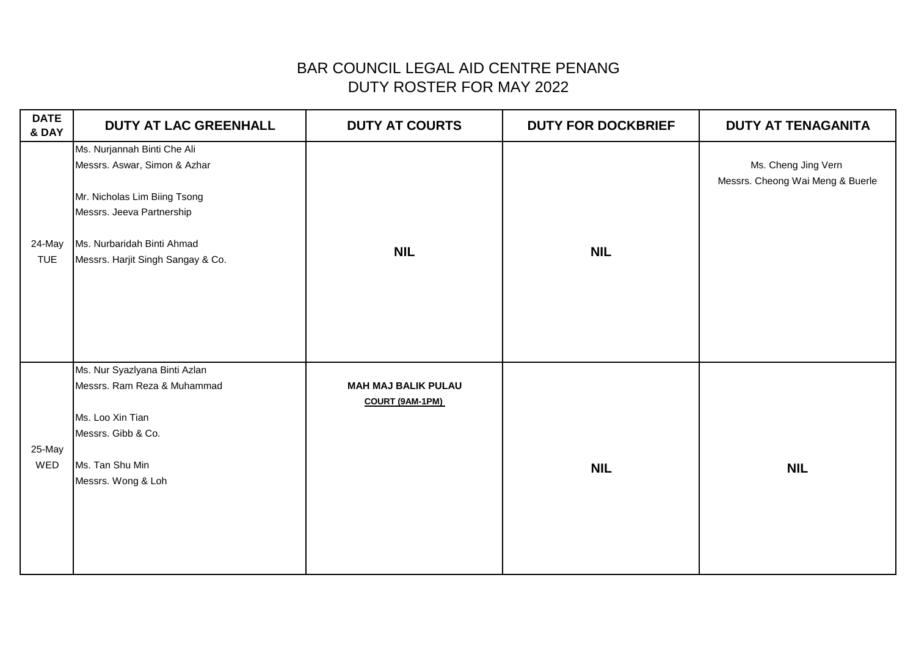# BAR COUNCIL LEGAL AID CENTRE PENANG
## DUTY ROSTER FOR MAY 2022

| DATE & DAY | DUTY AT LAC GREENHALL | DUTY AT COURTS | DUTY FOR DOCKBRIEF | DUTY AT TENAGANITA |
|---|---|---|---|---|
| 24-May TUE | Ms. Nurjannah Binti Che Ali<br>Messrs. Aswar, Simon & Azhar<br><br>Mr. Nicholas Lim Biing Tsong<br>Messrs. Jeeva Partnership<br><br>Ms. Nurbaridah Binti Ahmad<br>Messrs. Harjit Singh Sangay & Co. | **NIL** | **NIL** | Ms. Cheng Jing Vern<br>Messrs. Cheong Wai Meng & Buerle |
| 25-May WED | Ms. Nur Syazlyana Binti Azlan<br>Messrs. Ram Reza & Muhammad<br><br>Ms. Loo Xin Tian<br>Messrs. Gibb & Co.<br><br>Ms. Tan Shu Min<br>Messrs. Wong & Loh | **MAH MAJ BALIK PULAU**<br>**COURT (9AM-1PM)** | **NIL** | **NIL** |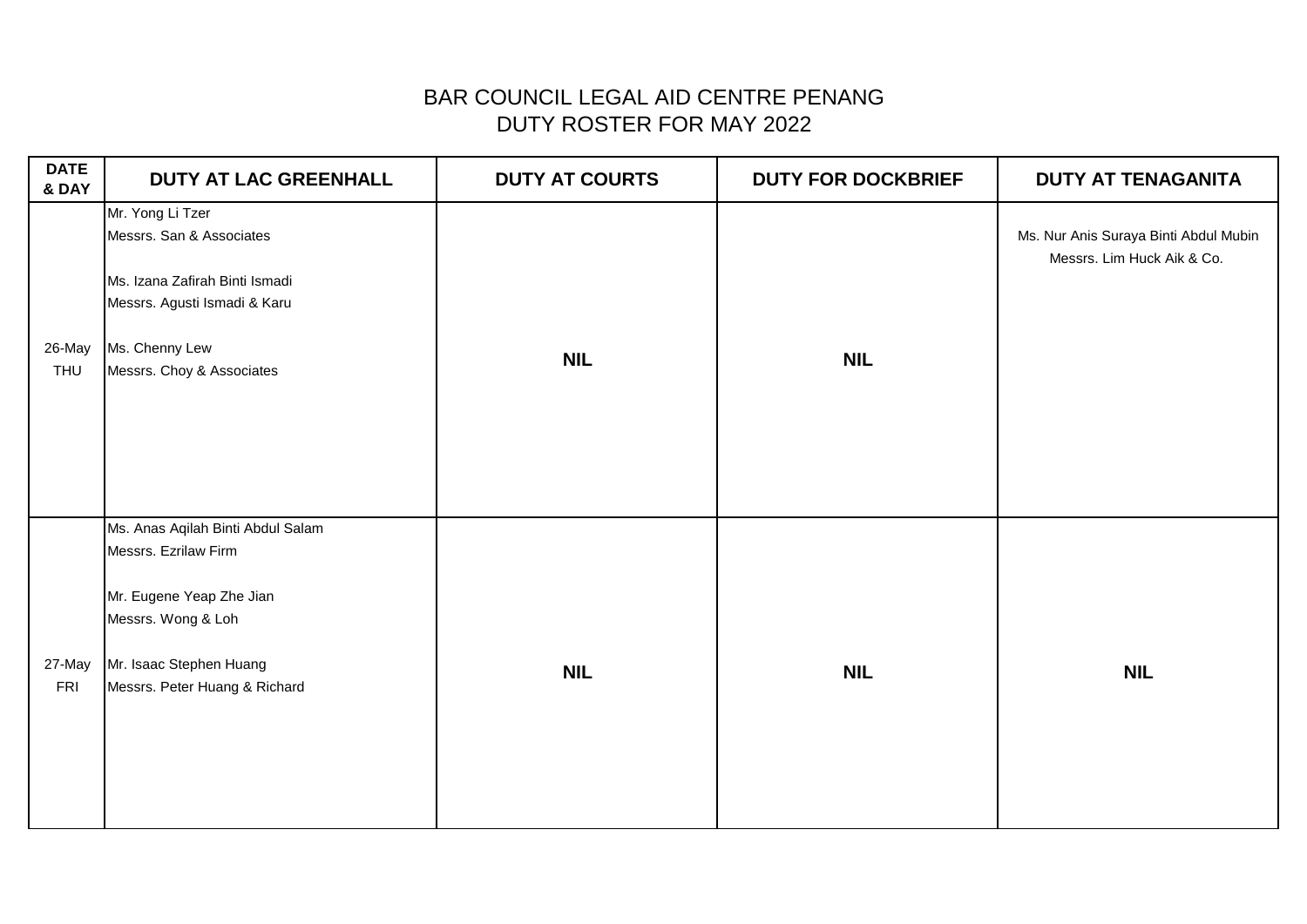# BAR COUNCIL LEGAL AID CENTRE PENANG
## DUTY ROSTER FOR MAY 2022

| DATE & DAY | DUTY AT LAC GREENHALL | DUTY AT COURTS | DUTY FOR DOCKBRIEF | DUTY AT TENAGANITA |
|---|---|---|---|---|
| 26-May THU | Mr. Yong Li Tzer<br>Messrs. San & Associates<br><br>Ms. Izana Zafirah Binti Ismadi<br>Messrs. Agusti Ismadi & Karu<br><br>Ms. Chenny Lew<br>Messrs. Choy & Associates | **NIL** | **NIL** | Ms. Nur Anis Suraya Binti Abdul Mubin<br>Messrs. Lim Huck Aik & Co. |
| 27-May FRI | Ms. Anas Aqilah Binti Abdul Salam<br>Messrs. Ezrilaw Firm<br><br>Mr. Eugene Yeap Zhe Jian<br>Messrs. Wong & Loh<br><br>Mr. Isaac Stephen Huang<br>Messrs. Peter Huang & Richard | **NIL** | **NIL** | **NIL** |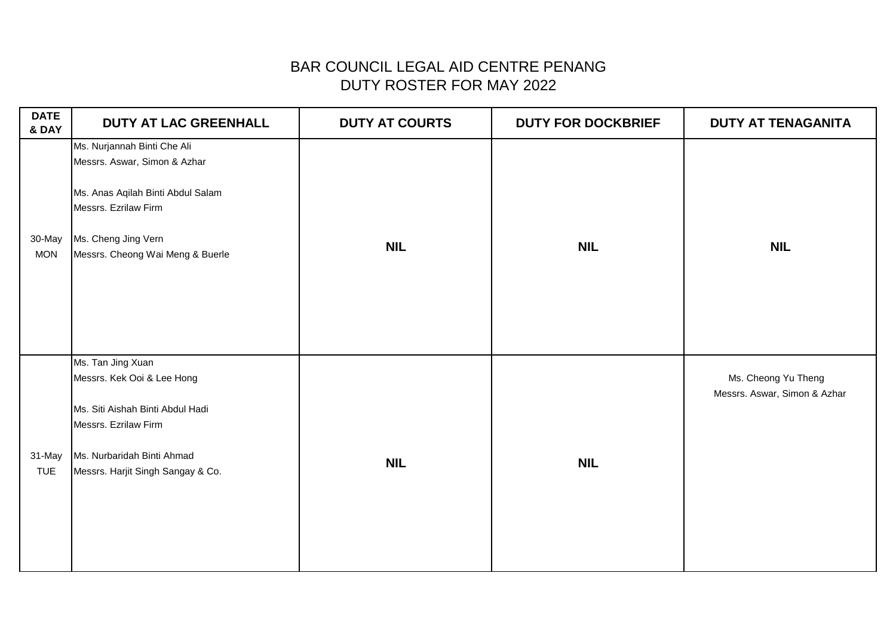# BAR COUNCIL LEGAL AID CENTRE PENANG
## DUTY ROSTER FOR MAY 2022

| DATE & DAY | DUTY AT LAC GREENHALL | DUTY AT COURTS | DUTY FOR DOCKBRIEF | DUTY AT TENAGANITA |
|---|---|---|---|---|
| 30-May MON | Ms. Nurjannah Binti Che Ali<br>Messrs. Aswar, Simon & Azhar<br><br>Ms. Anas Aqilah Binti Abdul Salam<br>Messrs. Ezrilaw Firm<br><br>Ms. Cheng Jing Vern<br>Messrs. Cheong Wai Meng & Buerle | **NIL** | **NIL** | **NIL** |
| 31-May TUE | Ms. Tan Jing Xuan<br>Messrs. Kek Ooi & Lee Hong<br><br>Ms. Siti Aishah Binti Abdul Hadi<br>Messrs. Ezrilaw Firm<br><br>Ms. Nurbaridah Binti Ahmad<br>Messrs. Harjit Singh Sangay & Co. | **NIL** | **NIL** | Ms. Cheong Yu Theng<br>Messrs. Aswar, Simon & Azhar |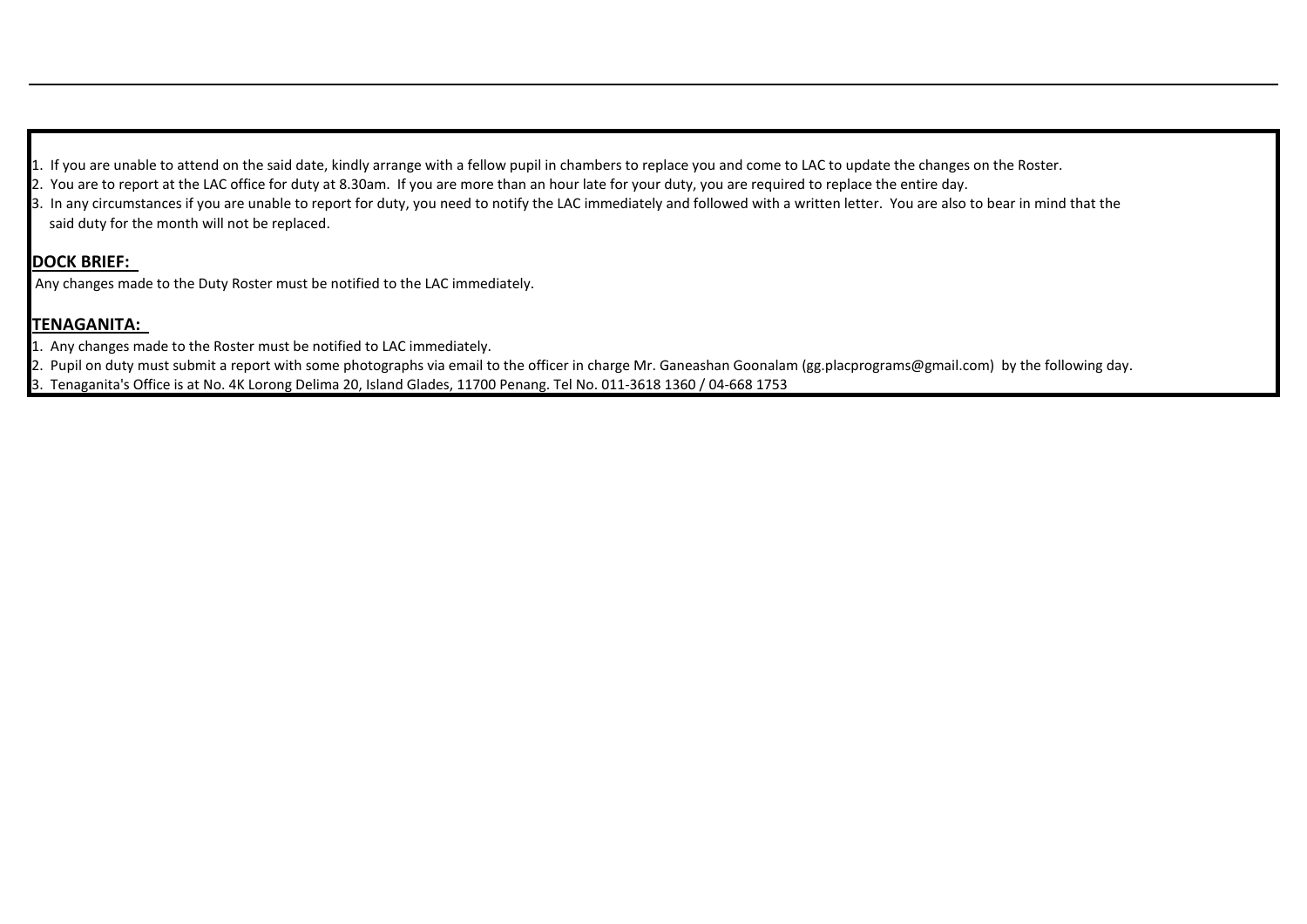1. If you are unable to attend on the said date, kindly arrange with a fellow pupil in chambers to replace you and come to LAC to update the changes on the Roster.
2. You are to report at the LAC office for duty at 8.30am. If you are more than an hour late for your duty, you are required to replace the entire day.
3. In any circumstances if you are unable to report for duty, you need to notify the LAC immediately and followed with a written letter. You are also to bear in mind that the said duty for the month will not be replaced.

**DOCK BRIEF:**

Any changes made to the Duty Roster must be notified to the LAC immediately.

**TENAGANITA:**

1. Any changes made to the Roster must be notified to LAC immediately.
2. Pupil on duty must submit a report with some photographs via email to the officer in charge Mr. Ganeashan Goonalam (gg.placprograms@gmail.com) by the following day.
3. Tenaganita's Office is at No. 4K Lorong Delima 20, Island Glades, 11700 Penang. Tel No. 011-3618 1360 / 04-668 1753